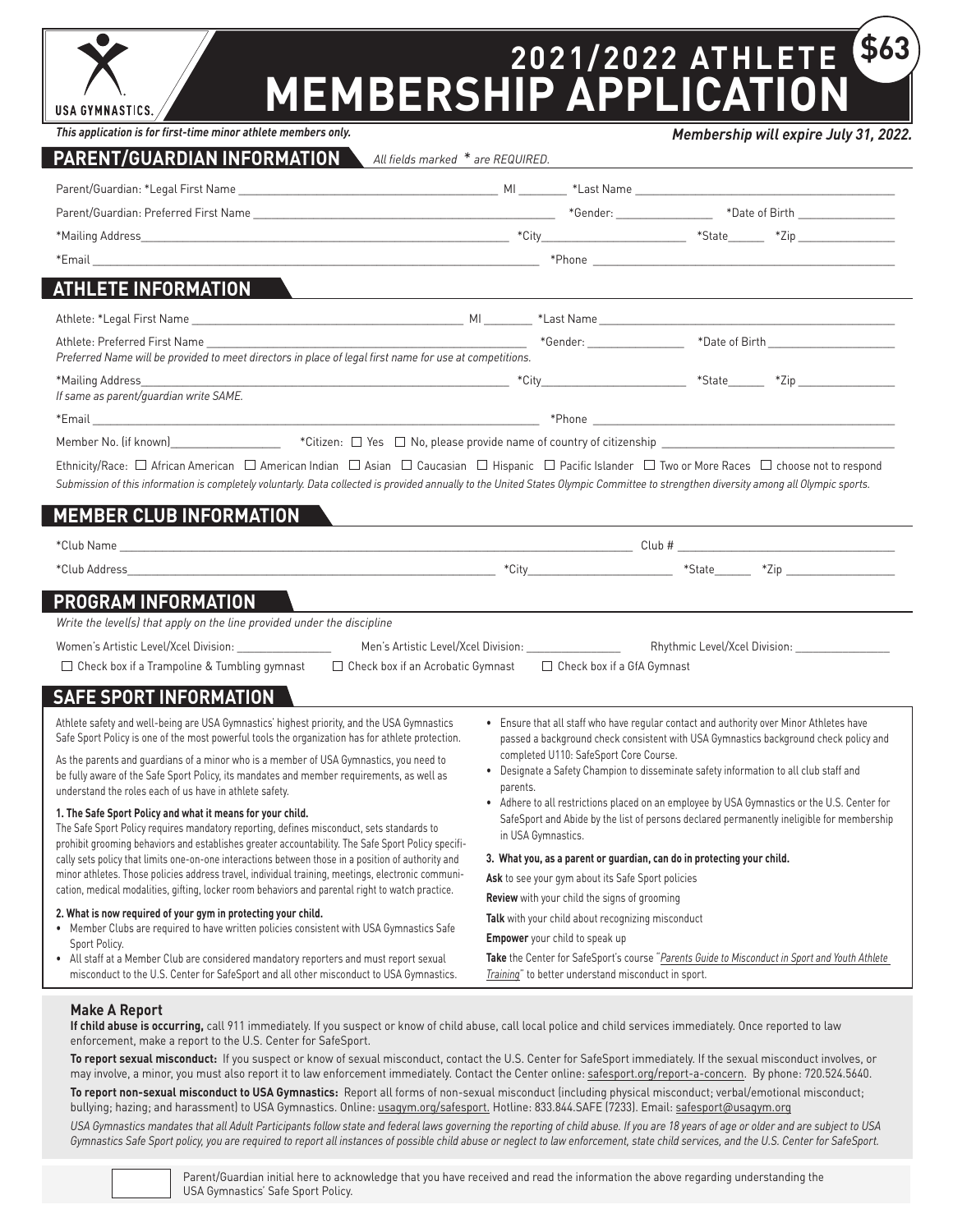USA GYMNASTICS

# 2021/2022 ATHLETE MEMBERSHIP APPLICATION

**$63**

*This application is for first-time minor athlete members only.*

***Membership will expire July 31, 2022.***

## PARENT/GUARDIAN INFORMATION

*All fields marked \* are REQUIRED.*

Parent/Guardian: *Legal First Name ______________________ MI ________ *Last Name ______________________

Parent/Guardian: Preferred First Name ______________________ *Gender: ______________ *Date of Birth ______________

*Mailing Address______________________ *City______________________ *State______ *Zip ______________

*Email ______________________ *Phone ______________________

## ATHLETE INFORMATION

Athlete: *Legal First Name ______________________ MI ________ *Last Name ______________________

Athlete: Preferred First Name ______________________ *Gender: ______________ *Date of Birth ______________

*Preferred Name will be provided to meet directors in place of legal first name for use at competitions.*

*Mailing Address______________________ *City______________________ *State______ *Zip ______________

*If same as parent/guardian write SAME.*

*Email ______________________ *Phone ______________________

Member No. (if known)______________ *Citizen: ☐ Yes ☐ No, please provide name of country of citizenship ______________________

Ethnicity/Race: ☐ African American ☐ American Indian ☐ Asian ☐ Caucasian ☐ Hispanic ☐ Pacific Islander ☐ Two or More Races ☐ choose not to respond

*Submission of this information is completely voluntarly. Data collected is provided annually to the United States Olympic Committee to strengthen diversity among all Olympic sports.*

## MEMBER CLUB INFORMATION

*Club Name ______________________ Club # ______________________

*Club Address______________________ *City______________________ *State______ *Zip ______________

## PROGRAM INFORMATION

*Write the level(s) that apply on the line provided under the discipline*

Women's Artistic Level/Xcel Division: ______________ Men's Artistic Level/Xcel Division: ______________ Rhythmic Level/Xcel Division: ______________

☐ Check box if a Trampoline & Tumbling gymnast ☐ Check box if an Acrobatic Gymnast ☐ Check box if a GfA Gymnast

## SAFE SPORT INFORMATION

Athlete safety and well-being are USA Gymnastics' highest priority, and the USA Gymnastics Safe Sport Policy is one of the most powerful tools the organization has for athlete protection.

As the parents and guardians of a minor who is a member of USA Gymnastics, you need to be fully aware of the Safe Sport Policy, its mandates and member requirements, as well as understand the roles each of us have in athlete safety.

**1. The Safe Sport Policy and what it means for your child.**

The Safe Sport Policy requires mandatory reporting, defines misconduct, sets standards to prohibit grooming behaviors and establishes greater accountability. The Safe Sport Policy specifically sets policy that limits one-on-one interactions between those in a position of authority and minor athletes. Those policies address travel, individual training, meetings, electronic communication, medical modalities, gifting, locker room behaviors and parental right to watch practice.

**2. What is now required of your gym in protecting your child.**

- Member Clubs are required to have written policies consistent with USA Gymnastics Safe Sport Policy.
- All staff at a Member Club are considered mandatory reporters and must report sexual misconduct to the U.S. Center for SafeSport and all other misconduct to USA Gymnastics.
- Ensure that all staff who have regular contact and authority over Minor Athletes have passed a background check consistent with USA Gymnastics background check policy and completed U110: SafeSport Core Course.
- Designate a Safety Champion to disseminate safety information to all club staff and parents.
- Adhere to all restrictions placed on an employee by USA Gymnastics or the U.S. Center for SafeSport and Abide by the list of persons declared permanently ineligible for membership in USA Gymnastics.

**3. What you, as a parent or guardian, can do in protecting your child.**

**Ask** to see your gym about its Safe Sport policies

**Review** with your child the signs of grooming

**Talk** with your child about recognizing misconduct

**Empower** your child to speak up

**Take** the Center for SafeSport's course "*Parents Guide to Misconduct in Sport and Youth Athlete Training*" to better understand misconduct in sport.

### Make A Report

**If child abuse is occurring,** call 911 immediately. If you suspect or know of child abuse, call local police and child services immediately. Once reported to law enforcement, make a report to the U.S. Center for SafeSport.

**To report sexual misconduct:** If you suspect or know of sexual misconduct, contact the U.S. Center for SafeSport immediately. If the sexual misconduct involves, or may involve, a minor, you must also report it to law enforcement immediately. Contact the Center online: safesport.org/report-a-concern. By phone: 720.524.5640.

**To report non-sexual misconduct to USA Gymnastics:** Report all forms of non-sexual misconduct (including physical misconduct; verbal/emotional misconduct; bullying; hazing; and harassment) to USA Gymnastics. Online: usagym.org/safesport. Hotline: 833.844.SAFE (7233). Email: safesport@usagym.org

*USA Gymnastics mandates that all Adult Participants follow state and federal laws governing the reporting of child abuse. If you are 18 years of age or older and are subject to USA Gymnastics Safe Sport policy, you are required to report all instances of possible child abuse or neglect to law enforcement, state child services, and the U.S. Center for SafeSport.*

☐ Parent/Guardian initial here to acknowledge that you have received and read the information the above regarding understanding the USA Gymnastics' Safe Sport Policy.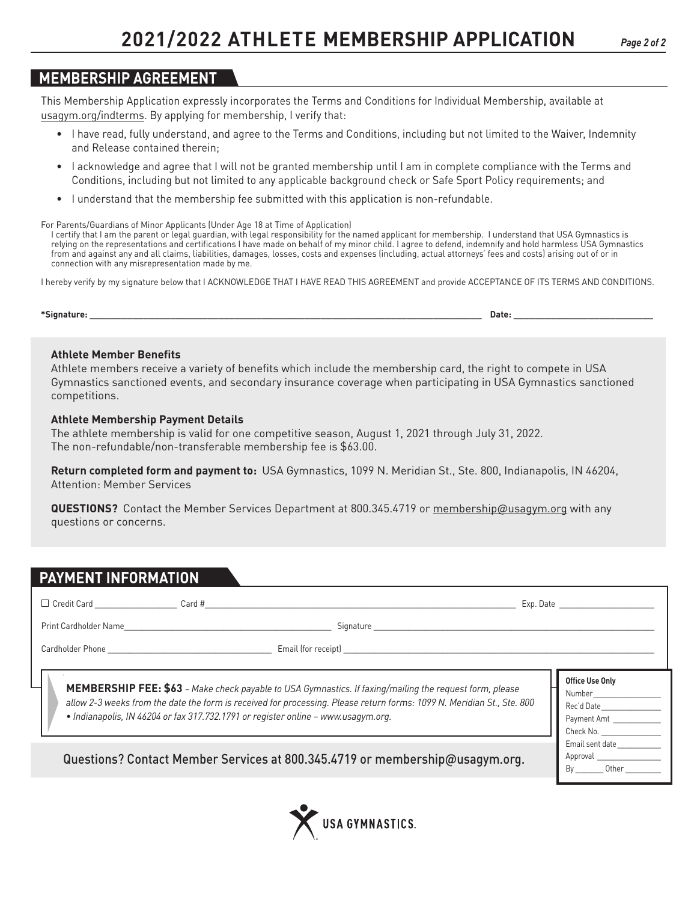# 2021/2022 ATHLETE MEMBERSHIP APPLICATION

## MEMBERSHIP AGREEMENT

This Membership Application expressly incorporates the Terms and Conditions for Individual Membership, available at usagym.org/indterms. By applying for membership, I verify that:

- I have read, fully understand, and agree to the Terms and Conditions, including but not limited to the Waiver, Indemnity and Release contained therein;
- I acknowledge and agree that I will not be granted membership until I am in complete compliance with the Terms and Conditions, including but not limited to any applicable background check or Safe Sport Policy requirements; and
- I understand that the membership fee submitted with this application is non-refundable.

For Parents/Guardians of Minor Applicants (Under Age 18 at Time of Application)

I certify that I am the parent or legal guardian, with legal responsibility for the named applicant for membership. I understand that USA Gymnastics is relying on the representations and certifications I have made on behalf of my minor child. I agree to defend, indemnify and hold harmless USA Gymnastics from and against any and all claims, liabilities, damages, losses, costs and expenses (including, actual attorneys' fees and costs) arising out of or in connection with any misrepresentation made by me.

I hereby verify by my signature below that I ACKNOWLEDGE THAT I HAVE READ THIS AGREEMENT and provide ACCEPTANCE OF ITS TERMS AND CONDITIONS.

**\*Signature:** ______________________________ **Date:** ______________

**Athlete Member Benefits**

Athlete members receive a variety of benefits which include the membership card, the right to compete in USA Gymnastics sanctioned events, and secondary insurance coverage when participating in USA Gymnastics sanctioned competitions.

**Athlete Membership Payment Details**

The athlete membership is valid for one competitive season, August 1, 2021 through July 31, 2022.
The non-refundable/non-transferable membership fee is $63.00.

**Return completed form and payment to:** USA Gymnastics, 1099 N. Meridian St., Ste. 800, Indianapolis, IN 46204, Attention: Member Services

**QUESTIONS?** Contact the Member Services Department at 800.345.4719 or membership@usagym.org with any questions or concerns.

## PAYMENT INFORMATION

☐ Credit Card ______________ Card # ______________________________ Exp. Date ______________

Print Cardholder Name ______________________________ Signature ______________________________

Cardholder Phone ______________________ Email (for receipt) ______________________________

**MEMBERSHIP FEE: $63** – *Make check payable to USA Gymnastics. If faxing/mailing the request form, please allow 2-3 weeks from the date the form is received for processing. Please return forms: 1099 N. Meridian St., Ste. 800 • Indianapolis, IN 46204 or fax 317.732.1791 or register online – www.usagym.org.*

**Office Use Only**

Number ______________
Rec'd Date ______________
Payment Amt ______________
Check No. ______________
Email sent date ______________
Approval ______________
By _______ Other _______

Questions? Contact Member Services at 800.345.4719 or membership@usagym.org.

USA GYMNASTICS.